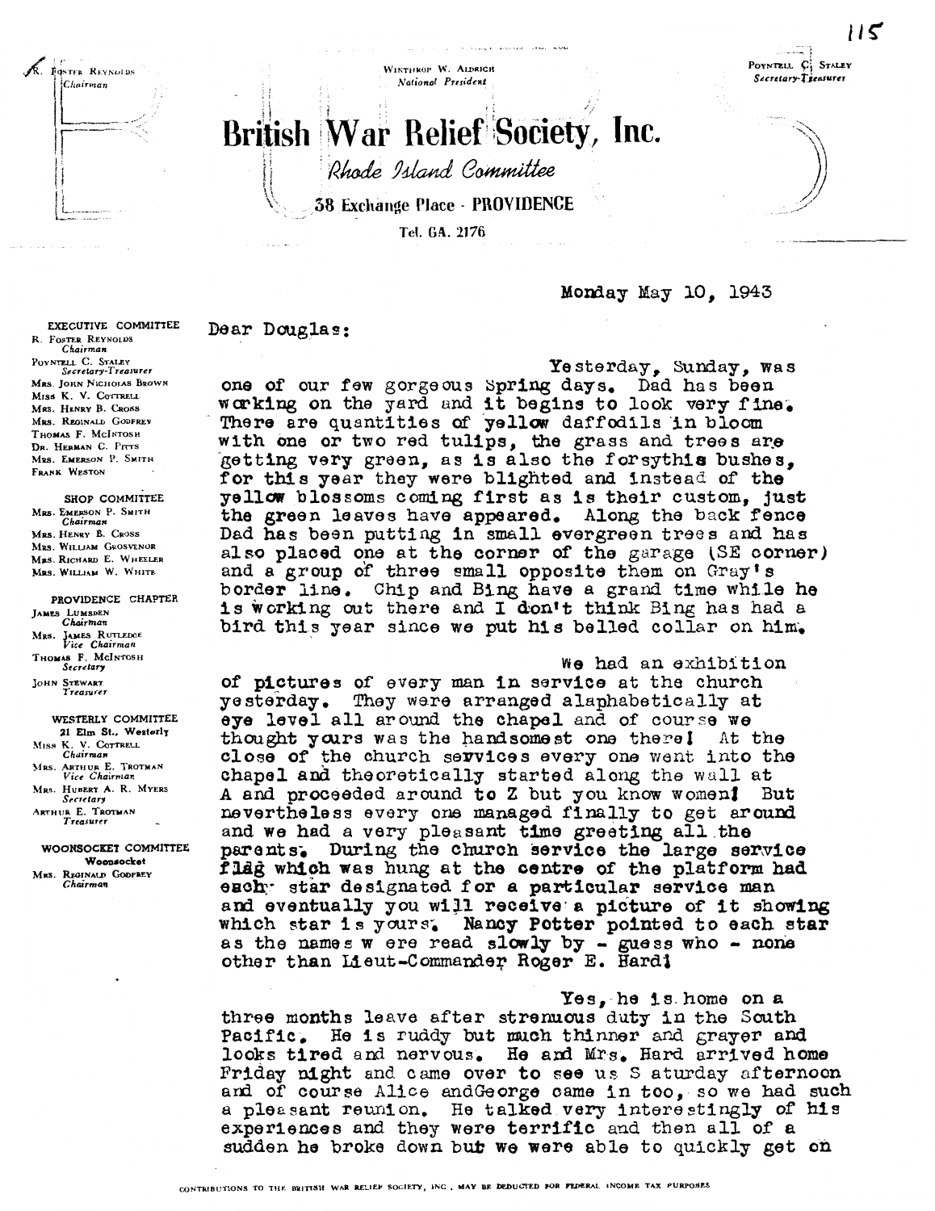R. Foster Reynolds
*Chairman*

Winthrop W. Aldrich
*National President*

Poyntell C. Staley
*Secretary-Treasurer*

# British War Relief Society, Inc.

*Rhode Island Committee*

38 Exchange Place · PROVIDENCE

Tel. GA. 2176

**EXECUTIVE COMMITTEE**
R. Foster Reynolds, *Chairman*
Poyntell C. Staley, *Secretary-Treasurer*
Mrs. John Nicholas Brown
Miss K. V. Cottrell
Mrs. Henry B. Cross
Mrs. Reginald Godfrey
Thomas F. McIntosh
Dr. Herman C. Pitts
Mrs. Emerson P. Smith
Frank Weston

**SHOP COMMITTEE**
Mrs. Emerson P. Smith, *Chairman*
Mrs. Henry B. Cross
Mrs. William Grosvenor
Mrs. Richard E. Wheeler
Mrs. William W. White

**PROVIDENCE CHAPTER**
James Lumsden, *Chairman*
Mrs. James Rutledge, *Vice Chairman*
Thomas F. McIntosh, *Secretary*
John Stewart, *Treasurer*

**WESTERLY COMMITTEE**
21 Elm St., Westerly
Miss K. V. Cottrell, *Chairman*
Mrs. Arthur E. Trotman, *Vice Chairman*
Mrs. Hubert A. R. Myers, *Secretary*
Arthur E. Trotman, *Treasurer*

**WOONSOCKET COMMITTEE**
Woonsocket
Mrs. Reginald Godfrey, *Chairman*

Monday May 10, 1943

Dear Douglas:

Yesterday, Sunday, was one of our few gorgeous Spring days. Dad has been working on the yard and it begins to look very fine. There are quantities of yellow daffodils in bloom with one or two red tulips, the grass and trees are getting very green, as is also the forsythia bushes, for this year they were blighted and instead of the yellow blossoms coming first as is their custom, just the green leaves have appeared. Along the back fence Dad has been putting in small evergreen trees and has also placed one at the corner of the garage (SE corner) and a group of three small opposite them on Gray's border line. Chip and Bing have a grand time while he is working out there and I don't think Bing has had a bird this year since we put his belled collar on him.

We had an exhibition of pictures of every man in service at the church yesterday. They were arranged alaphabetically at eye level all around the chapel and of course we thought yours was the handsomest one there! At the close of the church sevvices every one went into the chapel and theoretically started along the wall at A and proceeded around to Z but you know women! But nevertheless every one managed finally to get around and we had a very pleasant time greeting all the parents. During the church service the large service flag which was hung at the centre of the platform had each star designated for a particular service man and eventually you will receive a picture of it showing which star is yours. Nancy Potter pointed to each star as the names w ere read slowly by - guess who - none other than Lieut-Commander Roger E. Hard!

Yes, he is home on a three months leave after strenuous duty in the South Pacific. He is ruddy but much thinner and grayer and looks tired and nervous. He and Mrs. Hard arrived home Friday night and came over to see us S aturday afternoon and of course Alice andGeorge came in too, so we had such a pleasant reunion. He talked very interestingly of his experiences and they were terrific and then all of a sudden he broke down but we were able to quickly get on

CONTRIBUTIONS TO THE BRITISH WAR RELIEF SOCIETY, INC., MAY BE DEDUCTED FOR FEDERAL INCOME TAX PURPOSES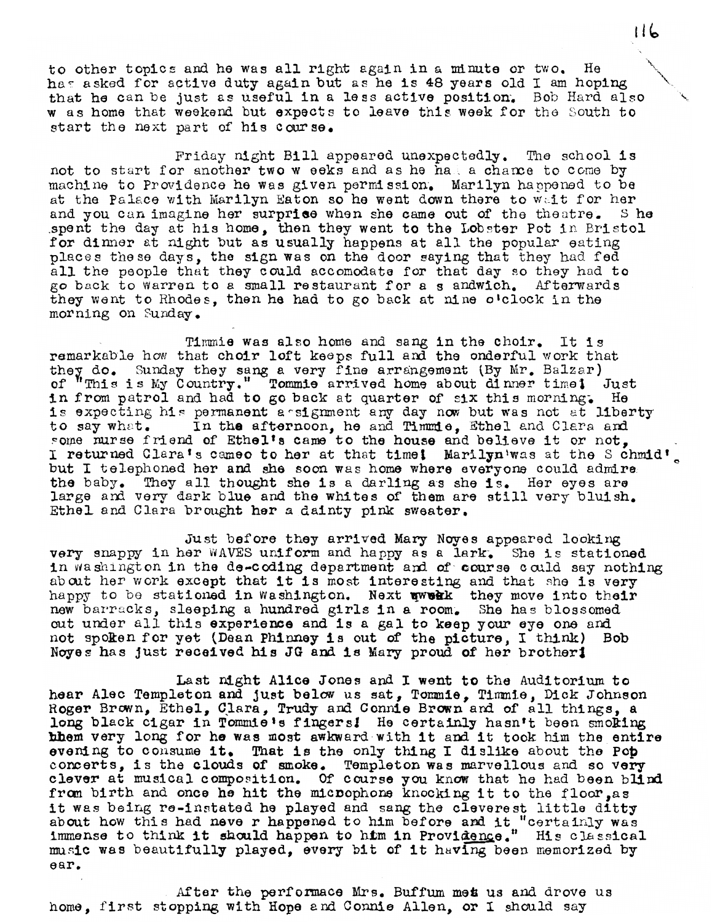to other topics and he was all right again in a minute or two. He has asked for active duty again but as he is 48 years old I am hoping that he can be just as useful in a less active position. Bob Hard also was home that weekend but expects to leave this week for the South to start the next part of his course.

Friday night Bill appeared unexpectedly. The school is not to start for another two weeks and as he had a chance to come by machine to Providence he was given permission. Marilyn happened to be at the Palace with Marilyn Eaton so he went down there to wait for her and you can imagine her surprise when she came out of the theatre. She spent the day at his home, then they went to the Lobster Pot in Bristol for dinner at night but as usually happens at all the popular eating places these days, the sign was on the door saying that they had fed all the people that they could accomodate for that day so they had to go back to Warren to a small restaurant for a sandwich. Afterwards they went to Rhodes, then he had to go back at nine o'clock in the morning on Sunday.

Timmie was also home and sang in the choir. It is remarkable how that choir loft keeps full and the onderful work that they do. Sunday they sang a very fine arrangement (By Mr. Balzar) of "This is My Country." Tommie arrived home about dinner time! Just in from patrol and had to go back at quarter of six this morning. He is expecting his permanent assignment any day now but was not at liberty to say what. In the afternoon, he and Timmie, Ethel and Clara and some nurse friend of Ethel's came to the house and believe it or not, I returned Clara's cameo to her at that time! Marilyn was at the Schmid's but I telephoned her and she soon was home where everyone could admire the baby. They all thought she is a darling as she is. Her eyes are large and very dark blue and the whites of them are still very bluish. Ethel and Clara brought her a dainty pink sweater.

Just before they arrived Mary Noyes appeared looking very snappy in her WAVES uniform and happy as a lark. She is stationed in Washington in the de-coding department and of course could say nothing about her work except that it is most interesting and that she is very happy to be stationed in Washington. Next week they move into their new barracks, sleeping a hundred girls in a room. She has blossomed out under all this experience and is a gal to keep your eye one and not spoken for yet (Dean Phinney is out of the picture, I think) Bob Noyes has just received his JG and is Mary proud of her brother!

Last night Alice Jones and I went to the Auditorium to hear Alec Templeton and just below us sat, Tommie, Timmie, Dick Johnson Roger Brown, Ethel, Clara, Trudy and Connie Brown and of all things, a long black cigar in Tommie's fingers! He certainly hasn't been smoking them very long for he was most awkward with it and it took him the entire evening to consume it. That is the only thing I dislike about the Pop concerts, is the clouds of smoke. Templeton was marvellous and so very clever at musical composition. Of course you know that he had been blind from birth and once he hit the micophone knocking it to the floor, as it was being re-instated he played and sang the cleverest little ditty about how this had never happened to him before and it "certainly was immense to think it should happen to him in Providence." His classical music was beautifully played, every bit of it having been memorized by ear.

After the performace Mrs. Buffum met us and drove us home, first stopping with Hope and Connie Allen, or I should say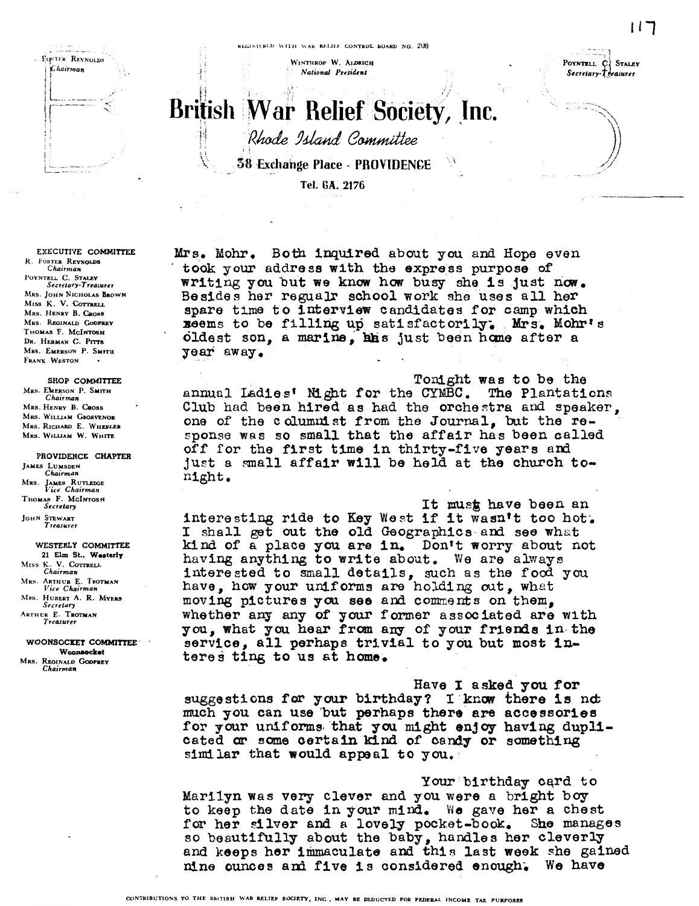REGISTERED WITH WAR RELIEF CONTROL BOARD NO. 208

R. FOSTER REYNOLDS
*Chairman*

WINTHROP W. ALDRICH
*National President*

POYNTELL C. STALEY
*Secretary-Treasurer*

# British War Relief Society, Inc.

*Rhode Island Committee*

38 Exchange Place - PROVIDENCE

Tel. GA. 2176

**EXECUTIVE COMMITTEE**
R. FOSTER REYNOLDS
*Chairman*
POYNTELL C. STALEY
*Secretary-Treasurer*
MRS. JOHN NICHOLAS BROWN
MISS K. V. COTTRELL
MRS. HENRY B. CROSS
MRS. REGINALD GODFREY
THOMAS F. MCINTOSH
DR. HERMAN C. PITTS
MRS. EMERSON P. SMITH
FRANK WESTON

**SHOP COMMITTEE**
MRS. EMERSON P. SMITH
*Chairman*
MRS. HENRY B. CROSS
MRS. WILLIAM GROSVENOR
MRS. RICHARD E. WHEELER
MRS. WILLIAM W. WHITE

**PROVIDENCE CHAPTER**
JAMES LUMSDEN
*Chairman*
MRS. JAMES RUTLEDGE
*Vice Chairman*
THOMAS F. MCINTOSH
*Secretary*
JOHN STEWART
*Treasurer*

**WESTERLY COMMITTEE**
21 Elm St., Westerly
MISS K. V. COTTRELL
*Chairman*
MRS. ARTHUR E. TROTMAN
*Vice Chairman*
MRS. HUBERT A. R. MYERS
*Secretary*
ARTHUR E. TROTMAN
*Treasurer*

**WOONSOCKET COMMITTEE**
Woonsocket
MRS. REGINALD GODFREY
*Chairman*

Mrs. Mohr. Both inquired about you and Hope even took your address with the express purpose of writing you but we know how busy she is just now. Besides her regualr school work she uses all her spare time to interview candidates for camp which seems to be filling up satisfactorily. Mrs. Mohr's oldest son, a marine, has just been home after a year away.

Tonight was to be the annual Ladies' Night for the CYMBC. The Plantations Club had been hired as had the orchestra and speaker, one of the columnist from the Journal, but the response was so small that the affair has been called off for the first time in thirty-five years and just a small affair will be held at the church tonight.

It must have been an interesting ride to Key West if it wasn't too hot. I shall get out the old Geographics and see what kind of a place you are in. Don't worry about not having anything to write about. We are always interested to small details, such as the food you have, how your uniforms are holding out, what moving pictures you see and comments on them, whether any any of your former associated are with you, what you hear from any of your friends in the service, all perhaps trivial to you but most interesting to us at home.

Have I asked you for suggestions for your birthday? I know there is not much you can use but perhaps there are accessories for your uniforms that you might enjoy having duplicated or some certain kind of candy or something similar that would appeal to you.

Your birthday card to Marilyn was very clever and you were a bright boy to keep the date in your mind. We gave her a chest for her silver and a lovely pocket-book. She manages so beautifully about the baby, handles her cleverly and keeps her immaculate and this last week she gained nine ounces and five is considered enough. We have

CONTRIBUTIONS TO THE BRITISH WAR RELIEF SOCIETY, INC., MAY BE DEDUCTED FOR FEDERAL INCOME TAX PURPOSES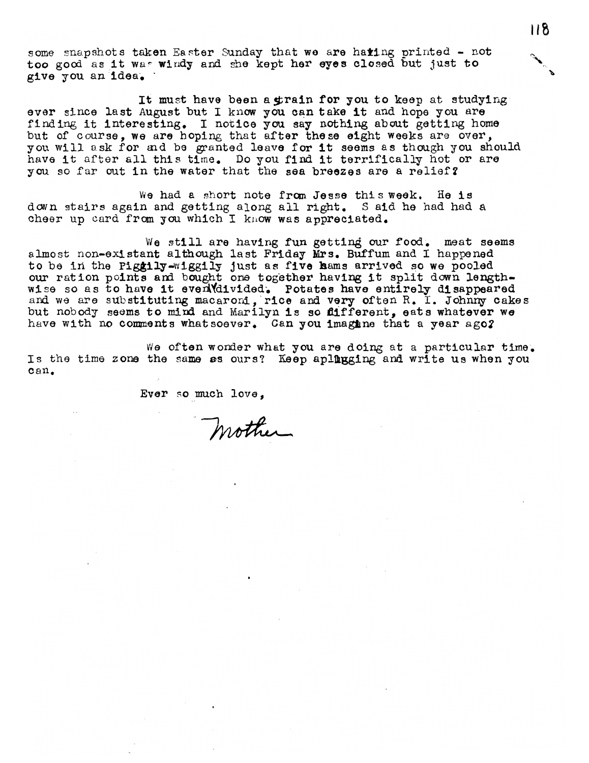some snapshots taken Easter Sunday that we are having printed - not too good as it was windy and she kept her eyes closed but just to give you an idea.

It must have been a strain for you to keep at studying ever since last August but I know you can take it and hope you are finding it interesting. I notice you say nothing about getting home but of course, we are hoping that after these eight weeks are over, you will ask for and be granted leave for it seems as though you should have it after all this time. Do you find it terrifically hot or are you so far out in the water that the sea breezes are a relief?

We had a short note from Jesse this week. He is down stairs again and getting along all right. Said he had had a cheer up card from you which I know was appreciated.

We still are having fun getting our food. meat seems almost non-existant although last Friday Mrs. Buffum and I happened to be in the Piggily-Wiggily just as five hams arrived so we pooled our ration points and bought one together having it split down lengthwise so as to have it evenly divided. Potates have entirely disappeared and we are substituting macaroni, rice and very often R. I. Johnny cakes but nobody seems to mind and Marilyn is so different, eats whatever we have with no comments whatsoever. Can you imagine that a year ago?

We often wonder what you are doing at a particular time. Is the time zone the same as ours? Keep aplugging and write us when you can.

Ever so much love,

Mother